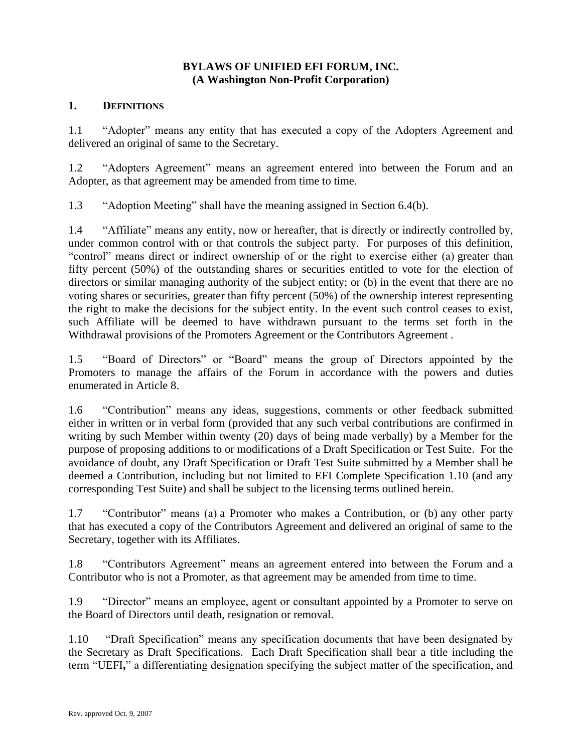# BYLAWS OF UNIFIED EFI FORUM, INC.
## (A Washington Non-Profit Corporation)

## 1. DEFINITIONS

1.1 "Adopter" means any entity that has executed a copy of the Adopters Agreement and delivered an original of same to the Secretary.

1.2 "Adopters Agreement" means an agreement entered into between the Forum and an Adopter, as that agreement may be amended from time to time.

1.3 "Adoption Meeting" shall have the meaning assigned in Section 6.4(b).

1.4 "Affiliate" means any entity, now or hereafter, that is directly or indirectly controlled by, under common control with or that controls the subject party. For purposes of this definition, "control" means direct or indirect ownership of or the right to exercise either (a) greater than fifty percent (50%) of the outstanding shares or securities entitled to vote for the election of directors or similar managing authority of the subject entity; or (b) in the event that there are no voting shares or securities, greater than fifty percent (50%) of the ownership interest representing the right to make the decisions for the subject entity. In the event such control ceases to exist, such Affiliate will be deemed to have withdrawn pursuant to the terms set forth in the Withdrawal provisions of the Promoters Agreement or the Contributors Agreement .

1.5 "Board of Directors" or "Board" means the group of Directors appointed by the Promoters to manage the affairs of the Forum in accordance with the powers and duties enumerated in Article 8.

1.6 "Contribution" means any ideas, suggestions, comments or other feedback submitted either in written or in verbal form (provided that any such verbal contributions are confirmed in writing by such Member within twenty (20) days of being made verbally) by a Member for the purpose of proposing additions to or modifications of a Draft Specification or Test Suite. For the avoidance of doubt, any Draft Specification or Draft Test Suite submitted by a Member shall be deemed a Contribution, including but not limited to EFI Complete Specification 1.10 (and any corresponding Test Suite) and shall be subject to the licensing terms outlined herein.

1.7 "Contributor" means (a) a Promoter who makes a Contribution, or (b) any other party that has executed a copy of the Contributors Agreement and delivered an original of same to the Secretary, together with its Affiliates.

1.8 "Contributors Agreement" means an agreement entered into between the Forum and a Contributor who is not a Promoter, as that agreement may be amended from time to time.

1.9 "Director" means an employee, agent or consultant appointed by a Promoter to serve on the Board of Directors until death, resignation or removal.

1.10 "Draft Specification" means any specification documents that have been designated by the Secretary as Draft Specifications. Each Draft Specification shall bear a title including the term "UEFI," a differentiating designation specifying the subject matter of the specification, and

Rev. approved Oct. 9, 2007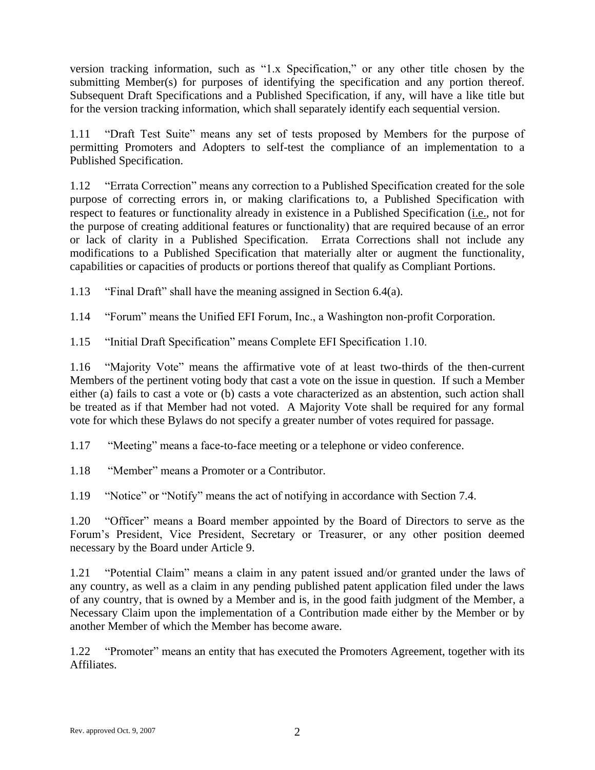version tracking information, such as "1.x Specification," or any other title chosen by the submitting Member(s) for purposes of identifying the specification and any portion thereof. Subsequent Draft Specifications and a Published Specification, if any, will have a like title but for the version tracking information, which shall separately identify each sequential version.

1.11 "Draft Test Suite" means any set of tests proposed by Members for the purpose of permitting Promoters and Adopters to self-test the compliance of an implementation to a Published Specification.

1.12 "Errata Correction" means any correction to a Published Specification created for the sole purpose of correcting errors in, or making clarifications to, a Published Specification with respect to features or functionality already in existence in a Published Specification (i.e., not for the purpose of creating additional features or functionality) that are required because of an error or lack of clarity in a Published Specification. Errata Corrections shall not include any modifications to a Published Specification that materially alter or augment the functionality, capabilities or capacities of products or portions thereof that qualify as Compliant Portions.

1.13 "Final Draft" shall have the meaning assigned in Section 6.4(a).

1.14 "Forum" means the Unified EFI Forum, Inc., a Washington non-profit Corporation.

1.15 "Initial Draft Specification" means Complete EFI Specification 1.10.

1.16 "Majority Vote" means the affirmative vote of at least two-thirds of the then-current Members of the pertinent voting body that cast a vote on the issue in question. If such a Member either (a) fails to cast a vote or (b) casts a vote characterized as an abstention, such action shall be treated as if that Member had not voted. A Majority Vote shall be required for any formal vote for which these Bylaws do not specify a greater number of votes required for passage.

1.17 "Meeting" means a face-to-face meeting or a telephone or video conference.

1.18 "Member" means a Promoter or a Contributor.

1.19 "Notice" or "Notify" means the act of notifying in accordance with Section 7.4.

1.20 "Officer" means a Board member appointed by the Board of Directors to serve as the Forum's President, Vice President, Secretary or Treasurer, or any other position deemed necessary by the Board under Article 9.

1.21 "Potential Claim" means a claim in any patent issued and/or granted under the laws of any country, as well as a claim in any pending published patent application filed under the laws of any country, that is owned by a Member and is, in the good faith judgment of the Member, a Necessary Claim upon the implementation of a Contribution made either by the Member or by another Member of which the Member has become aware.

1.22 "Promoter" means an entity that has executed the Promoters Agreement, together with its Affiliates.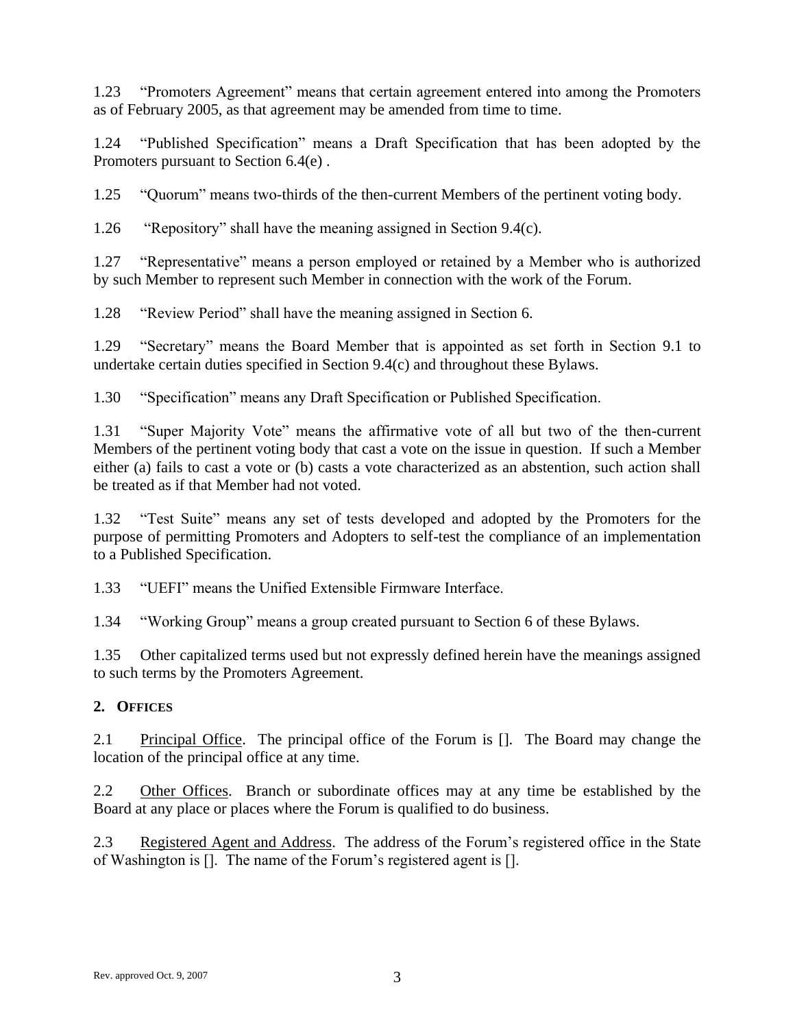1.23 "Promoters Agreement" means that certain agreement entered into among the Promoters as of February 2005, as that agreement may be amended from time to time.

1.24 "Published Specification" means a Draft Specification that has been adopted by the Promoters pursuant to Section 6.4(e) .

1.25 "Quorum" means two-thirds of the then-current Members of the pertinent voting body.

1.26 "Repository" shall have the meaning assigned in Section 9.4(c).

1.27 "Representative" means a person employed or retained by a Member who is authorized by such Member to represent such Member in connection with the work of the Forum.

1.28 "Review Period" shall have the meaning assigned in Section 6.

1.29 "Secretary" means the Board Member that is appointed as set forth in Section 9.1 to undertake certain duties specified in Section 9.4(c) and throughout these Bylaws.

1.30 "Specification" means any Draft Specification or Published Specification.

1.31 "Super Majority Vote" means the affirmative vote of all but two of the then-current Members of the pertinent voting body that cast a vote on the issue in question. If such a Member either (a) fails to cast a vote or (b) casts a vote characterized as an abstention, such action shall be treated as if that Member had not voted.

1.32 "Test Suite" means any set of tests developed and adopted by the Promoters for the purpose of permitting Promoters and Adopters to self-test the compliance of an implementation to a Published Specification.

1.33 "UEFI" means the Unified Extensible Firmware Interface.

1.34 "Working Group" means a group created pursuant to Section 6 of these Bylaws.

1.35 Other capitalized terms used but not expressly defined herein have the meanings assigned to such terms by the Promoters Agreement.

## 2. OFFICES

2.1 Principal Office. The principal office of the Forum is []. The Board may change the location of the principal office at any time.

2.2 Other Offices. Branch or subordinate offices may at any time be established by the Board at any place or places where the Forum is qualified to do business.

2.3 Registered Agent and Address. The address of the Forum's registered office in the State of Washington is []. The name of the Forum's registered agent is [].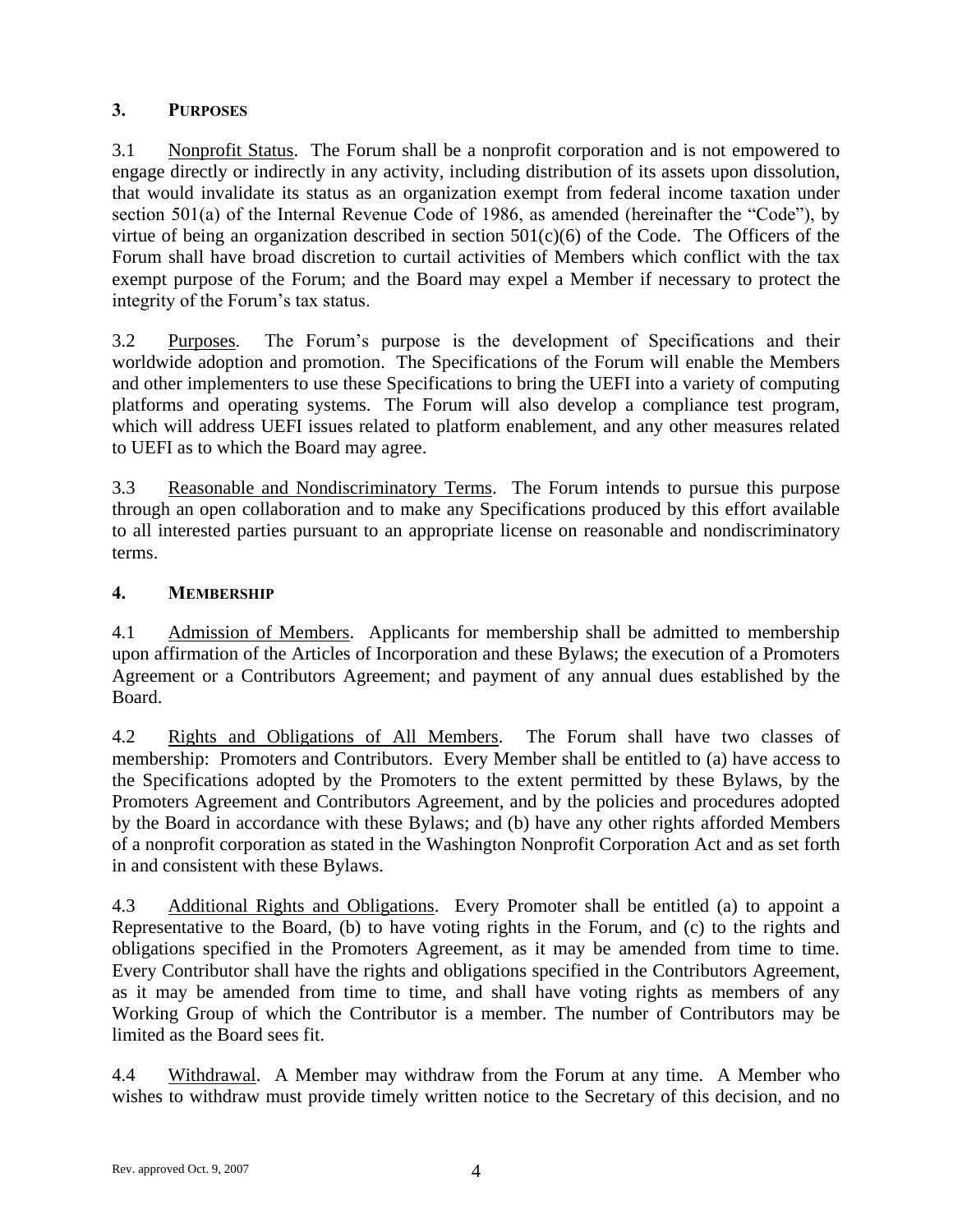## 3. PURPOSES

3.1 Nonprofit Status. The Forum shall be a nonprofit corporation and is not empowered to engage directly or indirectly in any activity, including distribution of its assets upon dissolution, that would invalidate its status as an organization exempt from federal income taxation under section 501(a) of the Internal Revenue Code of 1986, as amended (hereinafter the "Code"), by virtue of being an organization described in section 501(c)(6) of the Code. The Officers of the Forum shall have broad discretion to curtail activities of Members which conflict with the tax exempt purpose of the Forum; and the Board may expel a Member if necessary to protect the integrity of the Forum's tax status.

3.2 Purposes. The Forum's purpose is the development of Specifications and their worldwide adoption and promotion. The Specifications of the Forum will enable the Members and other implementers to use these Specifications to bring the UEFI into a variety of computing platforms and operating systems. The Forum will also develop a compliance test program, which will address UEFI issues related to platform enablement, and any other measures related to UEFI as to which the Board may agree.

3.3 Reasonable and Nondiscriminatory Terms. The Forum intends to pursue this purpose through an open collaboration and to make any Specifications produced by this effort available to all interested parties pursuant to an appropriate license on reasonable and nondiscriminatory terms.

## 4. MEMBERSHIP

4.1 Admission of Members. Applicants for membership shall be admitted to membership upon affirmation of the Articles of Incorporation and these Bylaws; the execution of a Promoters Agreement or a Contributors Agreement; and payment of any annual dues established by the Board.

4.2 Rights and Obligations of All Members. The Forum shall have two classes of membership: Promoters and Contributors. Every Member shall be entitled to (a) have access to the Specifications adopted by the Promoters to the extent permitted by these Bylaws, by the Promoters Agreement and Contributors Agreement, and by the policies and procedures adopted by the Board in accordance with these Bylaws; and (b) have any other rights afforded Members of a nonprofit corporation as stated in the Washington Nonprofit Corporation Act and as set forth in and consistent with these Bylaws.

4.3 Additional Rights and Obligations. Every Promoter shall be entitled (a) to appoint a Representative to the Board, (b) to have voting rights in the Forum, and (c) to the rights and obligations specified in the Promoters Agreement, as it may be amended from time to time. Every Contributor shall have the rights and obligations specified in the Contributors Agreement, as it may be amended from time to time, and shall have voting rights as members of any Working Group of which the Contributor is a member. The number of Contributors may be limited as the Board sees fit.

4.4 Withdrawal. A Member may withdraw from the Forum at any time. A Member who wishes to withdraw must provide timely written notice to the Secretary of this decision, and no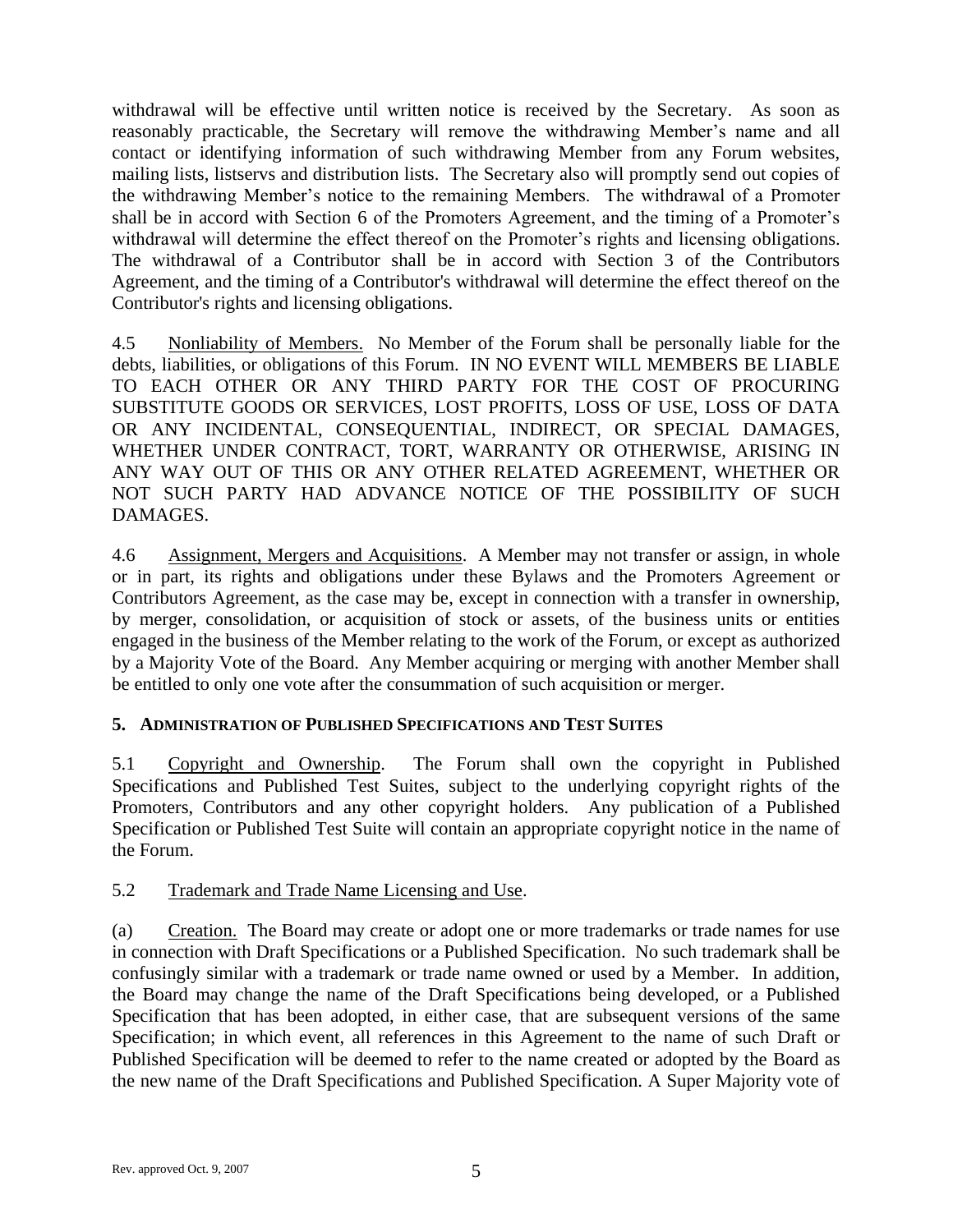withdrawal will be effective until written notice is received by the Secretary. As soon as reasonably practicable, the Secretary will remove the withdrawing Member's name and all contact or identifying information of such withdrawing Member from any Forum websites, mailing lists, listservs and distribution lists. The Secretary also will promptly send out copies of the withdrawing Member's notice to the remaining Members. The withdrawal of a Promoter shall be in accord with Section 6 of the Promoters Agreement, and the timing of a Promoter's withdrawal will determine the effect thereof on the Promoter's rights and licensing obligations. The withdrawal of a Contributor shall be in accord with Section 3 of the Contributors Agreement, and the timing of a Contributor's withdrawal will determine the effect thereof on the Contributor's rights and licensing obligations.

4.5 Nonliability of Members. No Member of the Forum shall be personally liable for the debts, liabilities, or obligations of this Forum. IN NO EVENT WILL MEMBERS BE LIABLE TO EACH OTHER OR ANY THIRD PARTY FOR THE COST OF PROCURING SUBSTITUTE GOODS OR SERVICES, LOST PROFITS, LOSS OF USE, LOSS OF DATA OR ANY INCIDENTAL, CONSEQUENTIAL, INDIRECT, OR SPECIAL DAMAGES, WHETHER UNDER CONTRACT, TORT, WARRANTY OR OTHERWISE, ARISING IN ANY WAY OUT OF THIS OR ANY OTHER RELATED AGREEMENT, WHETHER OR NOT SUCH PARTY HAD ADVANCE NOTICE OF THE POSSIBILITY OF SUCH DAMAGES.

4.6 Assignment, Mergers and Acquisitions. A Member may not transfer or assign, in whole or in part, its rights and obligations under these Bylaws and the Promoters Agreement or Contributors Agreement, as the case may be, except in connection with a transfer in ownership, by merger, consolidation, or acquisition of stock or assets, of the business units or entities engaged in the business of the Member relating to the work of the Forum, or except as authorized by a Majority Vote of the Board. Any Member acquiring or merging with another Member shall be entitled to only one vote after the consummation of such acquisition or merger.

## 5. ADMINISTRATION OF PUBLISHED SPECIFICATIONS AND TEST SUITES

5.1 Copyright and Ownership. The Forum shall own the copyright in Published Specifications and Published Test Suites, subject to the underlying copyright rights of the Promoters, Contributors and any other copyright holders. Any publication of a Published Specification or Published Test Suite will contain an appropriate copyright notice in the name of the Forum.

5.2 Trademark and Trade Name Licensing and Use.

(a) Creation. The Board may create or adopt one or more trademarks or trade names for use in connection with Draft Specifications or a Published Specification. No such trademark shall be confusingly similar with a trademark or trade name owned or used by a Member. In addition, the Board may change the name of the Draft Specifications being developed, or a Published Specification that has been adopted, in either case, that are subsequent versions of the same Specification; in which event, all references in this Agreement to the name of such Draft or Published Specification will be deemed to refer to the name created or adopted by the Board as the new name of the Draft Specifications and Published Specification. A Super Majority vote of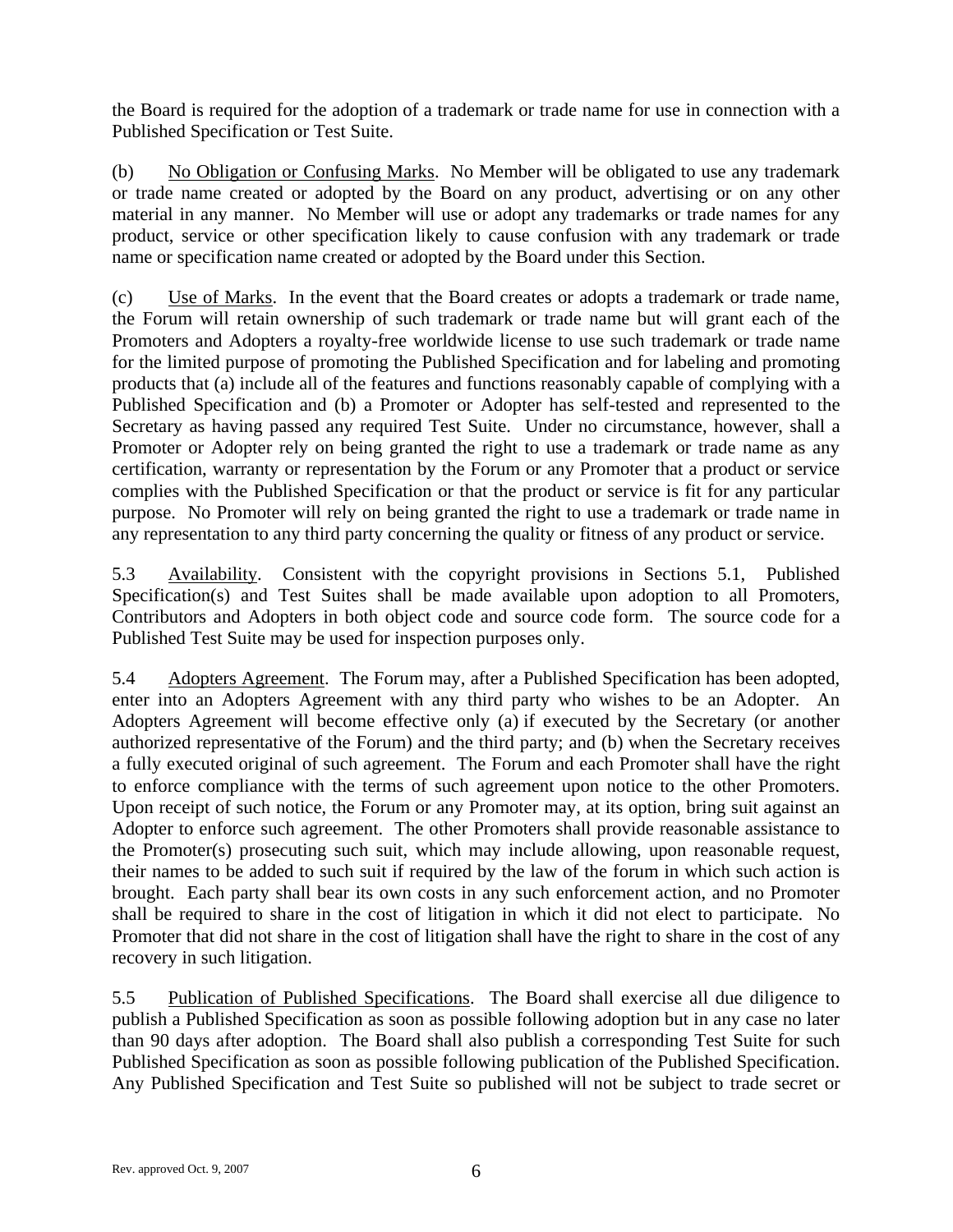the Board is required for the adoption of a trademark or trade name for use in connection with a Published Specification or Test Suite.

(b) No Obligation or Confusing Marks. No Member will be obligated to use any trademark or trade name created or adopted by the Board on any product, advertising or on any other material in any manner. No Member will use or adopt any trademarks or trade names for any product, service or other specification likely to cause confusion with any trademark or trade name or specification name created or adopted by the Board under this Section.

(c) Use of Marks. In the event that the Board creates or adopts a trademark or trade name, the Forum will retain ownership of such trademark or trade name but will grant each of the Promoters and Adopters a royalty-free worldwide license to use such trademark or trade name for the limited purpose of promoting the Published Specification and for labeling and promoting products that (a) include all of the features and functions reasonably capable of complying with a Published Specification and (b) a Promoter or Adopter has self-tested and represented to the Secretary as having passed any required Test Suite. Under no circumstance, however, shall a Promoter or Adopter rely on being granted the right to use a trademark or trade name as any certification, warranty or representation by the Forum or any Promoter that a product or service complies with the Published Specification or that the product or service is fit for any particular purpose. No Promoter will rely on being granted the right to use a trademark or trade name in any representation to any third party concerning the quality or fitness of any product or service.

5.3 Availability. Consistent with the copyright provisions in Sections 5.1, Published Specification(s) and Test Suites shall be made available upon adoption to all Promoters, Contributors and Adopters in both object code and source code form. The source code for a Published Test Suite may be used for inspection purposes only.

5.4 Adopters Agreement. The Forum may, after a Published Specification has been adopted, enter into an Adopters Agreement with any third party who wishes to be an Adopter. An Adopters Agreement will become effective only (a) if executed by the Secretary (or another authorized representative of the Forum) and the third party; and (b) when the Secretary receives a fully executed original of such agreement. The Forum and each Promoter shall have the right to enforce compliance with the terms of such agreement upon notice to the other Promoters. Upon receipt of such notice, the Forum or any Promoter may, at its option, bring suit against an Adopter to enforce such agreement. The other Promoters shall provide reasonable assistance to the Promoter(s) prosecuting such suit, which may include allowing, upon reasonable request, their names to be added to such suit if required by the law of the forum in which such action is brought. Each party shall bear its own costs in any such enforcement action, and no Promoter shall be required to share in the cost of litigation in which it did not elect to participate. No Promoter that did not share in the cost of litigation shall have the right to share in the cost of any recovery in such litigation.

5.5 Publication of Published Specifications. The Board shall exercise all due diligence to publish a Published Specification as soon as possible following adoption but in any case no later than 90 days after adoption. The Board shall also publish a corresponding Test Suite for such Published Specification as soon as possible following publication of the Published Specification. Any Published Specification and Test Suite so published will not be subject to trade secret or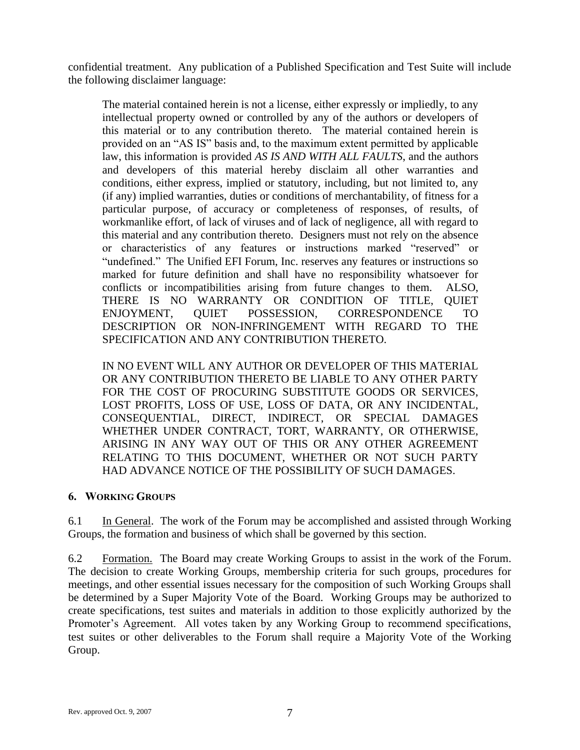confidential treatment. Any publication of a Published Specification and Test Suite will include the following disclaimer language:

> The material contained herein is not a license, either expressly or impliedly, to any intellectual property owned or controlled by any of the authors or developers of this material or to any contribution thereto. The material contained herein is provided on an "AS IS" basis and, to the maximum extent permitted by applicable law, this information is provided *AS IS AND WITH ALL FAULTS*, and the authors and developers of this material hereby disclaim all other warranties and conditions, either express, implied or statutory, including, but not limited to, any (if any) implied warranties, duties or conditions of merchantability, of fitness for a particular purpose, of accuracy or completeness of responses, of results, of workmanlike effort, of lack of viruses and of lack of negligence, all with regard to this material and any contribution thereto. Designers must not rely on the absence or characteristics of any features or instructions marked "reserved" or "undefined." The Unified EFI Forum, Inc. reserves any features or instructions so marked for future definition and shall have no responsibility whatsoever for conflicts or incompatibilities arising from future changes to them. ALSO, THERE IS NO WARRANTY OR CONDITION OF TITLE, QUIET ENJOYMENT, QUIET POSSESSION, CORRESPONDENCE TO DESCRIPTION OR NON-INFRINGEMENT WITH REGARD TO THE SPECIFICATION AND ANY CONTRIBUTION THERETO.
>
> IN NO EVENT WILL ANY AUTHOR OR DEVELOPER OF THIS MATERIAL OR ANY CONTRIBUTION THERETO BE LIABLE TO ANY OTHER PARTY FOR THE COST OF PROCURING SUBSTITUTE GOODS OR SERVICES, LOST PROFITS, LOSS OF USE, LOSS OF DATA, OR ANY INCIDENTAL, CONSEQUENTIAL, DIRECT, INDIRECT, OR SPECIAL DAMAGES WHETHER UNDER CONTRACT, TORT, WARRANTY, OR OTHERWISE, ARISING IN ANY WAY OUT OF THIS OR ANY OTHER AGREEMENT RELATING TO THIS DOCUMENT, WHETHER OR NOT SUCH PARTY HAD ADVANCE NOTICE OF THE POSSIBILITY OF SUCH DAMAGES.

## 6. WORKING GROUPS

6.1 In General. The work of the Forum may be accomplished and assisted through Working Groups, the formation and business of which shall be governed by this section.

6.2 Formation. The Board may create Working Groups to assist in the work of the Forum. The decision to create Working Groups, membership criteria for such groups, procedures for meetings, and other essential issues necessary for the composition of such Working Groups shall be determined by a Super Majority Vote of the Board. Working Groups may be authorized to create specifications, test suites and materials in addition to those explicitly authorized by the Promoter's Agreement. All votes taken by any Working Group to recommend specifications, test suites or other deliverables to the Forum shall require a Majority Vote of the Working Group.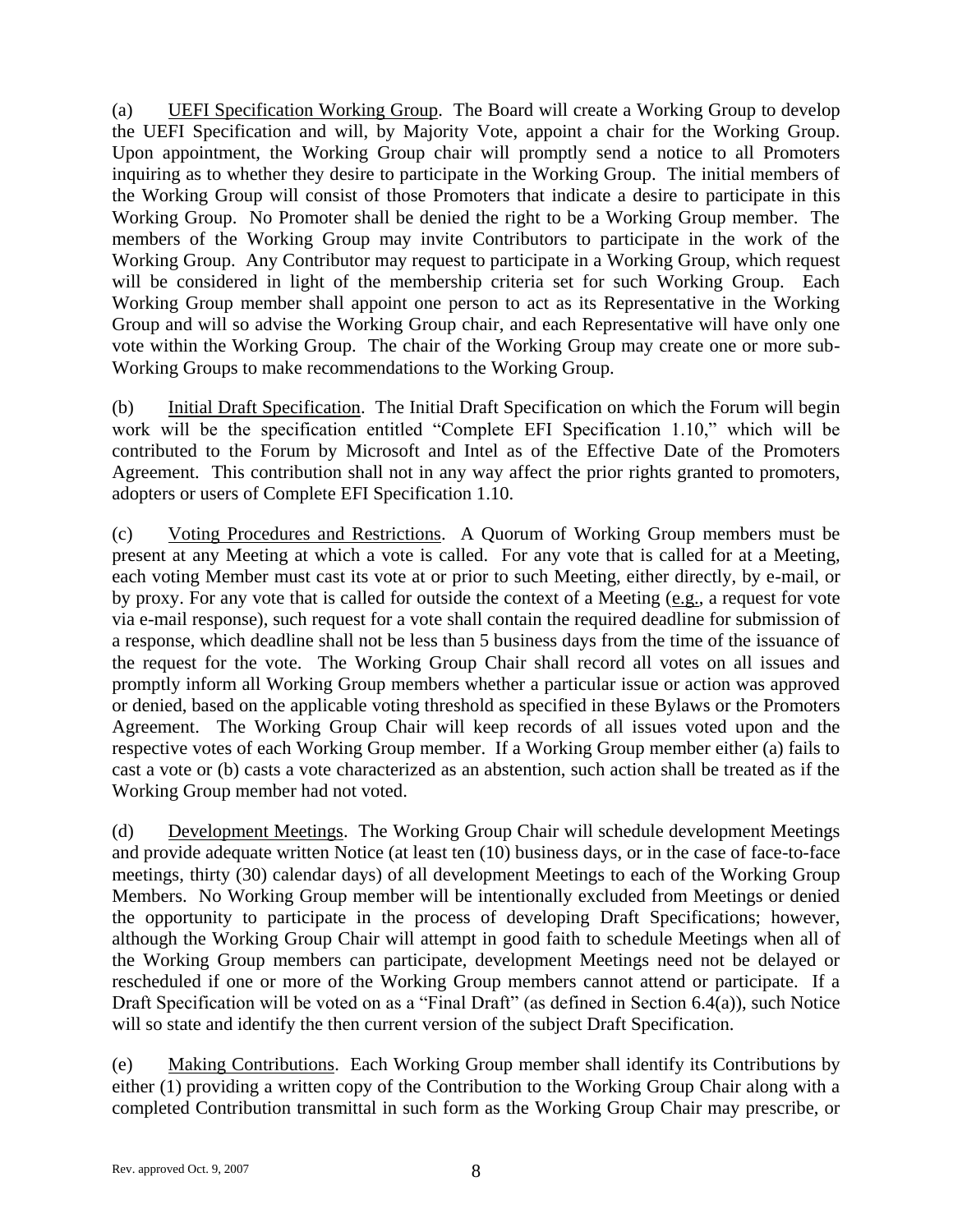(a) UEFI Specification Working Group. The Board will create a Working Group to develop the UEFI Specification and will, by Majority Vote, appoint a chair for the Working Group. Upon appointment, the Working Group chair will promptly send a notice to all Promoters inquiring as to whether they desire to participate in the Working Group. The initial members of the Working Group will consist of those Promoters that indicate a desire to participate in this Working Group. No Promoter shall be denied the right to be a Working Group member. The members of the Working Group may invite Contributors to participate in the work of the Working Group. Any Contributor may request to participate in a Working Group, which request will be considered in light of the membership criteria set for such Working Group. Each Working Group member shall appoint one person to act as its Representative in the Working Group and will so advise the Working Group chair, and each Representative will have only one vote within the Working Group. The chair of the Working Group may create one or more sub-Working Groups to make recommendations to the Working Group.

(b) Initial Draft Specification. The Initial Draft Specification on which the Forum will begin work will be the specification entitled "Complete EFI Specification 1.10," which will be contributed to the Forum by Microsoft and Intel as of the Effective Date of the Promoters Agreement. This contribution shall not in any way affect the prior rights granted to promoters, adopters or users of Complete EFI Specification 1.10.

(c) Voting Procedures and Restrictions. A Quorum of Working Group members must be present at any Meeting at which a vote is called. For any vote that is called for at a Meeting, each voting Member must cast its vote at or prior to such Meeting, either directly, by e-mail, or by proxy. For any vote that is called for outside the context of a Meeting (e.g., a request for vote via e-mail response), such request for a vote shall contain the required deadline for submission of a response, which deadline shall not be less than 5 business days from the time of the issuance of the request for the vote. The Working Group Chair shall record all votes on all issues and promptly inform all Working Group members whether a particular issue or action was approved or denied, based on the applicable voting threshold as specified in these Bylaws or the Promoters Agreement. The Working Group Chair will keep records of all issues voted upon and the respective votes of each Working Group member. If a Working Group member either (a) fails to cast a vote or (b) casts a vote characterized as an abstention, such action shall be treated as if the Working Group member had not voted.

(d) Development Meetings. The Working Group Chair will schedule development Meetings and provide adequate written Notice (at least ten (10) business days, or in the case of face-to-face meetings, thirty (30) calendar days) of all development Meetings to each of the Working Group Members. No Working Group member will be intentionally excluded from Meetings or denied the opportunity to participate in the process of developing Draft Specifications; however, although the Working Group Chair will attempt in good faith to schedule Meetings when all of the Working Group members can participate, development Meetings need not be delayed or rescheduled if one or more of the Working Group members cannot attend or participate. If a Draft Specification will be voted on as a "Final Draft" (as defined in Section 6.4(a)), such Notice will so state and identify the then current version of the subject Draft Specification.

(e) Making Contributions. Each Working Group member shall identify its Contributions by either (1) providing a written copy of the Contribution to the Working Group Chair along with a completed Contribution transmittal in such form as the Working Group Chair may prescribe, or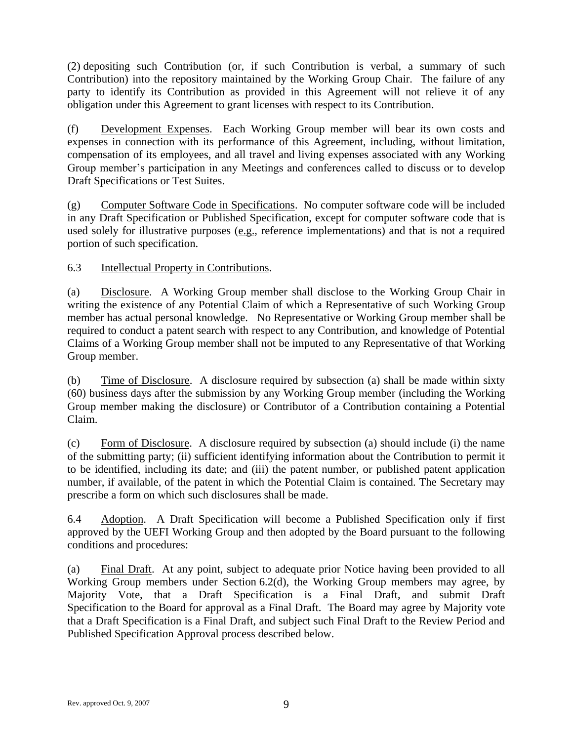(2) depositing such Contribution (or, if such Contribution is verbal, a summary of such Contribution) into the repository maintained by the Working Group Chair. The failure of any party to identify its Contribution as provided in this Agreement will not relieve it of any obligation under this Agreement to grant licenses with respect to its Contribution.

(f) Development Expenses. Each Working Group member will bear its own costs and expenses in connection with its performance of this Agreement, including, without limitation, compensation of its employees, and all travel and living expenses associated with any Working Group member's participation in any Meetings and conferences called to discuss or to develop Draft Specifications or Test Suites.

(g) Computer Software Code in Specifications. No computer software code will be included in any Draft Specification or Published Specification, except for computer software code that is used solely for illustrative purposes (e.g., reference implementations) and that is not a required portion of such specification.

6.3 Intellectual Property in Contributions.

(a) Disclosure. A Working Group member shall disclose to the Working Group Chair in writing the existence of any Potential Claim of which a Representative of such Working Group member has actual personal knowledge. No Representative or Working Group member shall be required to conduct a patent search with respect to any Contribution, and knowledge of Potential Claims of a Working Group member shall not be imputed to any Representative of that Working Group member.

(b) Time of Disclosure. A disclosure required by subsection (a) shall be made within sixty (60) business days after the submission by any Working Group member (including the Working Group member making the disclosure) or Contributor of a Contribution containing a Potential Claim.

(c) Form of Disclosure. A disclosure required by subsection (a) should include (i) the name of the submitting party; (ii) sufficient identifying information about the Contribution to permit it to be identified, including its date; and (iii) the patent number, or published patent application number, if available, of the patent in which the Potential Claim is contained. The Secretary may prescribe a form on which such disclosures shall be made.

6.4 Adoption. A Draft Specification will become a Published Specification only if first approved by the UEFI Working Group and then adopted by the Board pursuant to the following conditions and procedures:

(a) Final Draft. At any point, subject to adequate prior Notice having been provided to all Working Group members under Section 6.2(d), the Working Group members may agree, by Majority Vote, that a Draft Specification is a Final Draft, and submit Draft Specification to the Board for approval as a Final Draft. The Board may agree by Majority vote that a Draft Specification is a Final Draft, and subject such Final Draft to the Review Period and Published Specification Approval process described below.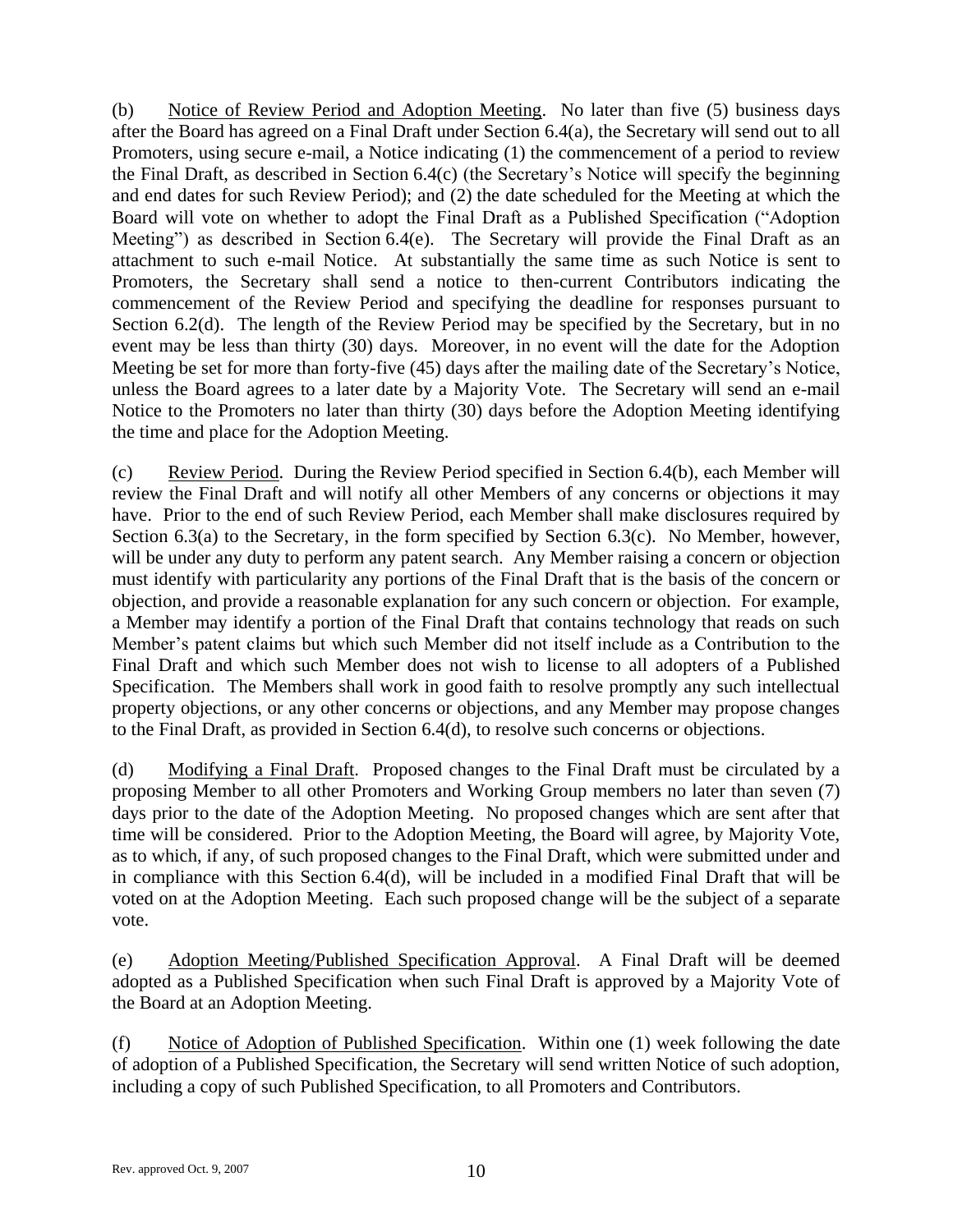(b) <u>Notice of Review Period and Adoption Meeting</u>. No later than five (5) business days after the Board has agreed on a Final Draft under Section 6.4(a), the Secretary will send out to all Promoters, using secure e-mail, a Notice indicating (1) the commencement of a period to review the Final Draft, as described in Section 6.4(c) (the Secretary's Notice will specify the beginning and end dates for such Review Period); and (2) the date scheduled for the Meeting at which the Board will vote on whether to adopt the Final Draft as a Published Specification ("Adoption Meeting") as described in Section 6.4(e). The Secretary will provide the Final Draft as an attachment to such e-mail Notice. At substantially the same time as such Notice is sent to Promoters, the Secretary shall send a notice to then-current Contributors indicating the commencement of the Review Period and specifying the deadline for responses pursuant to Section 6.2(d). The length of the Review Period may be specified by the Secretary, but in no event may be less than thirty (30) days. Moreover, in no event will the date for the Adoption Meeting be set for more than forty-five (45) days after the mailing date of the Secretary's Notice, unless the Board agrees to a later date by a Majority Vote. The Secretary will send an e-mail Notice to the Promoters no later than thirty (30) days before the Adoption Meeting identifying the time and place for the Adoption Meeting.

(c) <u>Review Period</u>. During the Review Period specified in Section 6.4(b), each Member will review the Final Draft and will notify all other Members of any concerns or objections it may have. Prior to the end of such Review Period, each Member shall make disclosures required by Section 6.3(a) to the Secretary, in the form specified by Section 6.3(c). No Member, however, will be under any duty to perform any patent search. Any Member raising a concern or objection must identify with particularity any portions of the Final Draft that is the basis of the concern or objection, and provide a reasonable explanation for any such concern or objection. For example, a Member may identify a portion of the Final Draft that contains technology that reads on such Member's patent claims but which such Member did not itself include as a Contribution to the Final Draft and which such Member does not wish to license to all adopters of a Published Specification. The Members shall work in good faith to resolve promptly any such intellectual property objections, or any other concerns or objections, and any Member may propose changes to the Final Draft, as provided in Section 6.4(d), to resolve such concerns or objections.

(d) <u>Modifying a Final Draft</u>. Proposed changes to the Final Draft must be circulated by a proposing Member to all other Promoters and Working Group members no later than seven (7) days prior to the date of the Adoption Meeting. No proposed changes which are sent after that time will be considered. Prior to the Adoption Meeting, the Board will agree, by Majority Vote, as to which, if any, of such proposed changes to the Final Draft, which were submitted under and in compliance with this Section 6.4(d), will be included in a modified Final Draft that will be voted on at the Adoption Meeting. Each such proposed change will be the subject of a separate vote.

(e) <u>Adoption Meeting/Published Specification Approval</u>. A Final Draft will be deemed adopted as a Published Specification when such Final Draft is approved by a Majority Vote of the Board at an Adoption Meeting.

(f) <u>Notice of Adoption of Published Specification</u>. Within one (1) week following the date of adoption of a Published Specification, the Secretary will send written Notice of such adoption, including a copy of such Published Specification, to all Promoters and Contributors.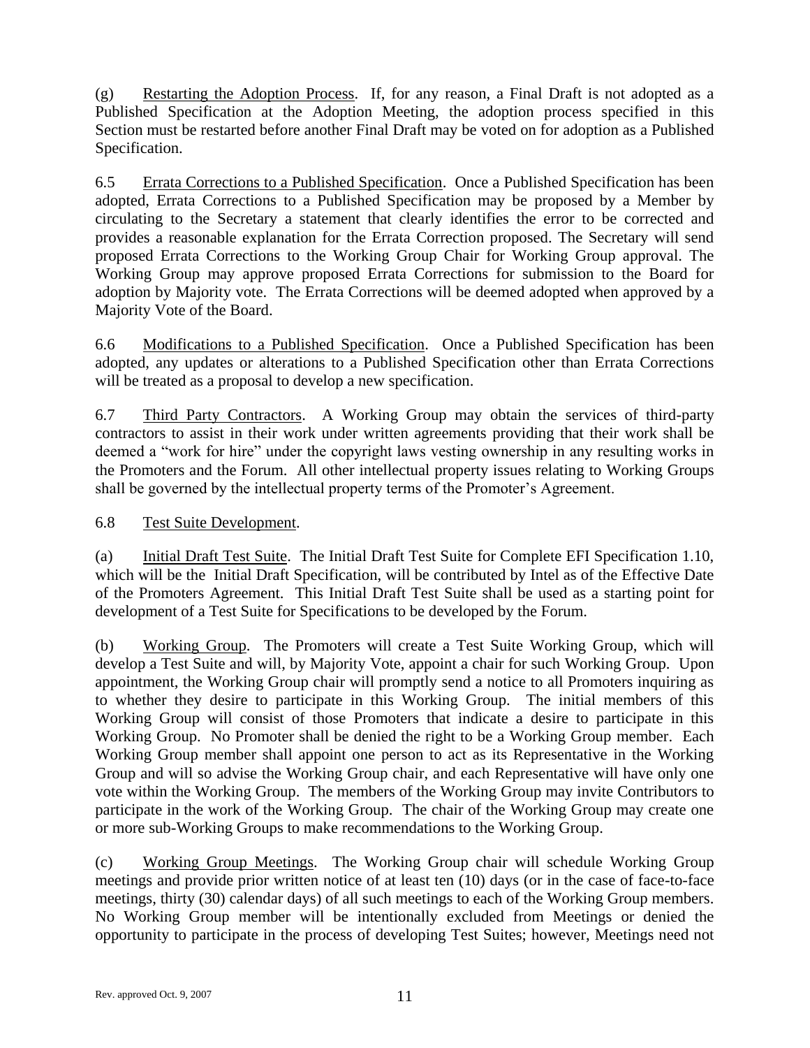(g) Restarting the Adoption Process. If, for any reason, a Final Draft is not adopted as a Published Specification at the Adoption Meeting, the adoption process specified in this Section must be restarted before another Final Draft may be voted on for adoption as a Published Specification.

6.5 Errata Corrections to a Published Specification. Once a Published Specification has been adopted, Errata Corrections to a Published Specification may be proposed by a Member by circulating to the Secretary a statement that clearly identifies the error to be corrected and provides a reasonable explanation for the Errata Correction proposed. The Secretary will send proposed Errata Corrections to the Working Group Chair for Working Group approval. The Working Group may approve proposed Errata Corrections for submission to the Board for adoption by Majority vote. The Errata Corrections will be deemed adopted when approved by a Majority Vote of the Board.

6.6 Modifications to a Published Specification. Once a Published Specification has been adopted, any updates or alterations to a Published Specification other than Errata Corrections will be treated as a proposal to develop a new specification.

6.7 Third Party Contractors. A Working Group may obtain the services of third-party contractors to assist in their work under written agreements providing that their work shall be deemed a "work for hire" under the copyright laws vesting ownership in any resulting works in the Promoters and the Forum. All other intellectual property issues relating to Working Groups shall be governed by the intellectual property terms of the Promoter's Agreement.

6.8 Test Suite Development.

(a) Initial Draft Test Suite. The Initial Draft Test Suite for Complete EFI Specification 1.10, which will be the Initial Draft Specification, will be contributed by Intel as of the Effective Date of the Promoters Agreement. This Initial Draft Test Suite shall be used as a starting point for development of a Test Suite for Specifications to be developed by the Forum.

(b) Working Group. The Promoters will create a Test Suite Working Group, which will develop a Test Suite and will, by Majority Vote, appoint a chair for such Working Group. Upon appointment, the Working Group chair will promptly send a notice to all Promoters inquiring as to whether they desire to participate in this Working Group. The initial members of this Working Group will consist of those Promoters that indicate a desire to participate in this Working Group. No Promoter shall be denied the right to be a Working Group member. Each Working Group member shall appoint one person to act as its Representative in the Working Group and will so advise the Working Group chair, and each Representative will have only one vote within the Working Group. The members of the Working Group may invite Contributors to participate in the work of the Working Group. The chair of the Working Group may create one or more sub-Working Groups to make recommendations to the Working Group.

(c) Working Group Meetings. The Working Group chair will schedule Working Group meetings and provide prior written notice of at least ten (10) days (or in the case of face-to-face meetings, thirty (30) calendar days) of all such meetings to each of the Working Group members. No Working Group member will be intentionally excluded from Meetings or denied the opportunity to participate in the process of developing Test Suites; however, Meetings need not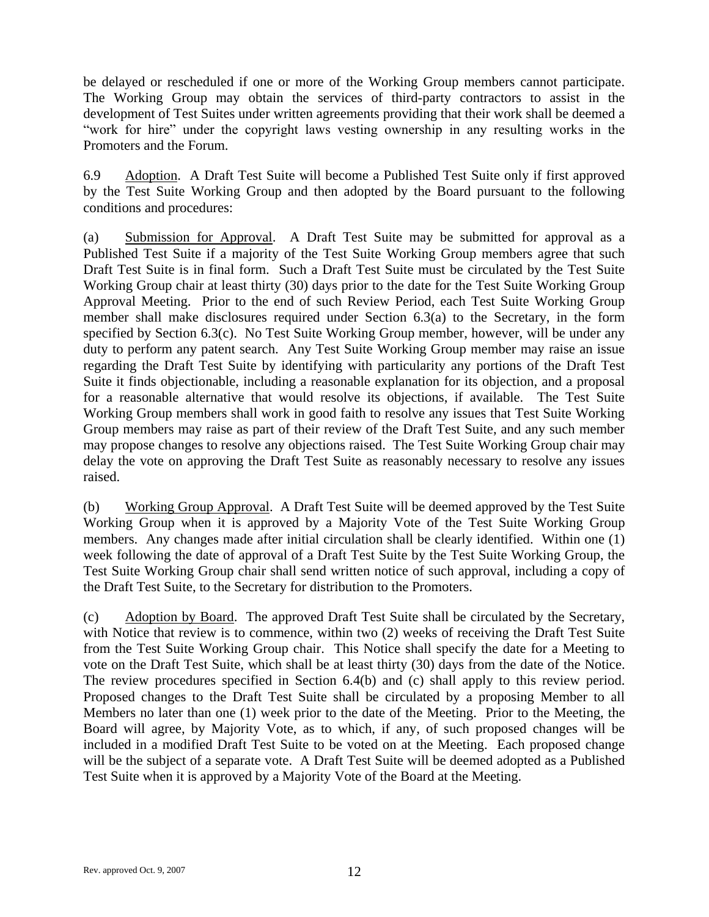be delayed or rescheduled if one or more of the Working Group members cannot participate. The Working Group may obtain the services of third-party contractors to assist in the development of Test Suites under written agreements providing that their work shall be deemed a "work for hire" under the copyright laws vesting ownership in any resulting works in the Promoters and the Forum.

6.9 Adoption. A Draft Test Suite will become a Published Test Suite only if first approved by the Test Suite Working Group and then adopted by the Board pursuant to the following conditions and procedures:

(a) Submission for Approval. A Draft Test Suite may be submitted for approval as a Published Test Suite if a majority of the Test Suite Working Group members agree that such Draft Test Suite is in final form. Such a Draft Test Suite must be circulated by the Test Suite Working Group chair at least thirty (30) days prior to the date for the Test Suite Working Group Approval Meeting. Prior to the end of such Review Period, each Test Suite Working Group member shall make disclosures required under Section 6.3(a) to the Secretary, in the form specified by Section 6.3(c). No Test Suite Working Group member, however, will be under any duty to perform any patent search. Any Test Suite Working Group member may raise an issue regarding the Draft Test Suite by identifying with particularity any portions of the Draft Test Suite it finds objectionable, including a reasonable explanation for its objection, and a proposal for a reasonable alternative that would resolve its objections, if available. The Test Suite Working Group members shall work in good faith to resolve any issues that Test Suite Working Group members may raise as part of their review of the Draft Test Suite, and any such member may propose changes to resolve any objections raised. The Test Suite Working Group chair may delay the vote on approving the Draft Test Suite as reasonably necessary to resolve any issues raised.

(b) Working Group Approval. A Draft Test Suite will be deemed approved by the Test Suite Working Group when it is approved by a Majority Vote of the Test Suite Working Group members. Any changes made after initial circulation shall be clearly identified. Within one (1) week following the date of approval of a Draft Test Suite by the Test Suite Working Group, the Test Suite Working Group chair shall send written notice of such approval, including a copy of the Draft Test Suite, to the Secretary for distribution to the Promoters.

(c) Adoption by Board. The approved Draft Test Suite shall be circulated by the Secretary, with Notice that review is to commence, within two (2) weeks of receiving the Draft Test Suite from the Test Suite Working Group chair. This Notice shall specify the date for a Meeting to vote on the Draft Test Suite, which shall be at least thirty (30) days from the date of the Notice. The review procedures specified in Section 6.4(b) and (c) shall apply to this review period. Proposed changes to the Draft Test Suite shall be circulated by a proposing Member to all Members no later than one (1) week prior to the date of the Meeting. Prior to the Meeting, the Board will agree, by Majority Vote, as to which, if any, of such proposed changes will be included in a modified Draft Test Suite to be voted on at the Meeting. Each proposed change will be the subject of a separate vote. A Draft Test Suite will be deemed adopted as a Published Test Suite when it is approved by a Majority Vote of the Board at the Meeting.

Rev. approved Oct. 9, 2007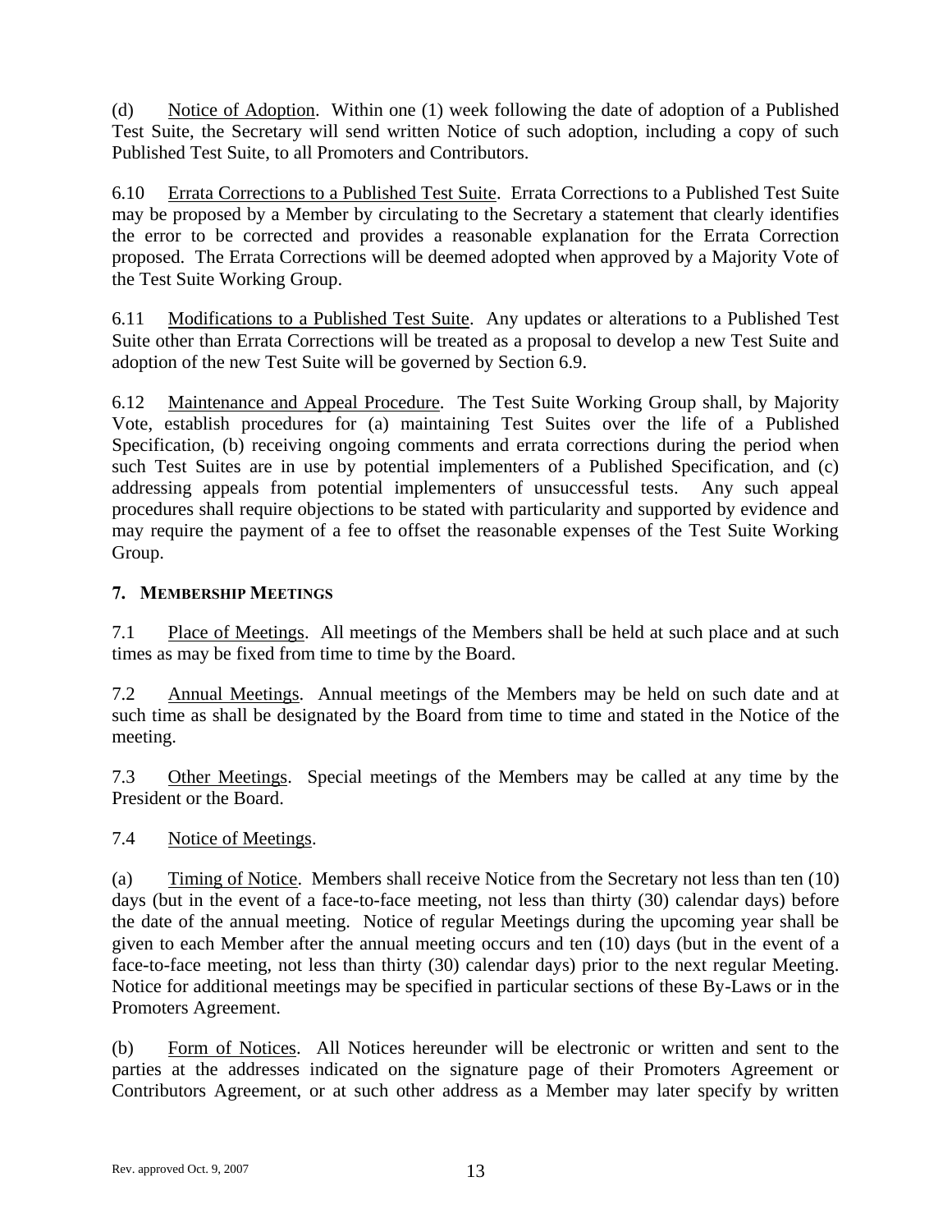(d) Notice of Adoption. Within one (1) week following the date of adoption of a Published Test Suite, the Secretary will send written Notice of such adoption, including a copy of such Published Test Suite, to all Promoters and Contributors.

6.10 Errata Corrections to a Published Test Suite. Errata Corrections to a Published Test Suite may be proposed by a Member by circulating to the Secretary a statement that clearly identifies the error to be corrected and provides a reasonable explanation for the Errata Correction proposed. The Errata Corrections will be deemed adopted when approved by a Majority Vote of the Test Suite Working Group.

6.11 Modifications to a Published Test Suite. Any updates or alterations to a Published Test Suite other than Errata Corrections will be treated as a proposal to develop a new Test Suite and adoption of the new Test Suite will be governed by Section 6.9.

6.12 Maintenance and Appeal Procedure. The Test Suite Working Group shall, by Majority Vote, establish procedures for (a) maintaining Test Suites over the life of a Published Specification, (b) receiving ongoing comments and errata corrections during the period when such Test Suites are in use by potential implementers of a Published Specification, and (c) addressing appeals from potential implementers of unsuccessful tests. Any such appeal procedures shall require objections to be stated with particularity and supported by evidence and may require the payment of a fee to offset the reasonable expenses of the Test Suite Working Group.

## 7. MEMBERSHIP MEETINGS

7.1 Place of Meetings. All meetings of the Members shall be held at such place and at such times as may be fixed from time to time by the Board.

7.2 Annual Meetings. Annual meetings of the Members may be held on such date and at such time as shall be designated by the Board from time to time and stated in the Notice of the meeting.

7.3 Other Meetings. Special meetings of the Members may be called at any time by the President or the Board.

7.4 Notice of Meetings.

(a) Timing of Notice. Members shall receive Notice from the Secretary not less than ten (10) days (but in the event of a face-to-face meeting, not less than thirty (30) calendar days) before the date of the annual meeting. Notice of regular Meetings during the upcoming year shall be given to each Member after the annual meeting occurs and ten (10) days (but in the event of a face-to-face meeting, not less than thirty (30) calendar days) prior to the next regular Meeting. Notice for additional meetings may be specified in particular sections of these By-Laws or in the Promoters Agreement.

(b) Form of Notices. All Notices hereunder will be electronic or written and sent to the parties at the addresses indicated on the signature page of their Promoters Agreement or Contributors Agreement, or at such other address as a Member may later specify by written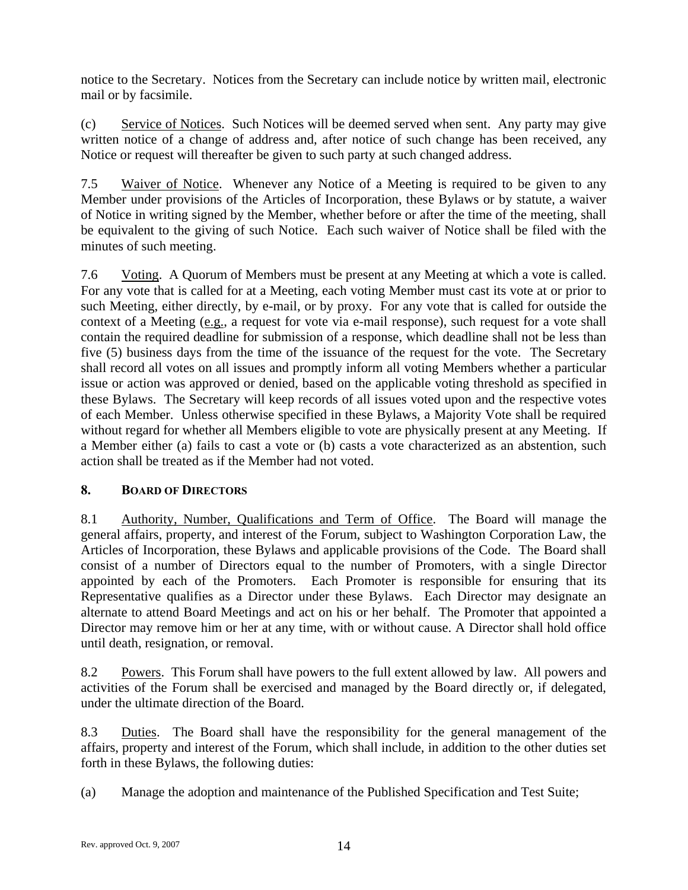notice to the Secretary. Notices from the Secretary can include notice by written mail, electronic mail or by facsimile.

(c) Service of Notices. Such Notices will be deemed served when sent. Any party may give written notice of a change of address and, after notice of such change has been received, any Notice or request will thereafter be given to such party at such changed address.

7.5 Waiver of Notice. Whenever any Notice of a Meeting is required to be given to any Member under provisions of the Articles of Incorporation, these Bylaws or by statute, a waiver of Notice in writing signed by the Member, whether before or after the time of the meeting, shall be equivalent to the giving of such Notice. Each such waiver of Notice shall be filed with the minutes of such meeting.

7.6 Voting. A Quorum of Members must be present at any Meeting at which a vote is called. For any vote that is called for at a Meeting, each voting Member must cast its vote at or prior to such Meeting, either directly, by e-mail, or by proxy. For any vote that is called for outside the context of a Meeting (e.g., a request for vote via e-mail response), such request for a vote shall contain the required deadline for submission of a response, which deadline shall not be less than five (5) business days from the time of the issuance of the request for the vote. The Secretary shall record all votes on all issues and promptly inform all voting Members whether a particular issue or action was approved or denied, based on the applicable voting threshold as specified in these Bylaws. The Secretary will keep records of all issues voted upon and the respective votes of each Member. Unless otherwise specified in these Bylaws, a Majority Vote shall be required without regard for whether all Members eligible to vote are physically present at any Meeting. If a Member either (a) fails to cast a vote or (b) casts a vote characterized as an abstention, such action shall be treated as if the Member had not voted.

## 8. BOARD OF DIRECTORS

8.1 Authority, Number, Qualifications and Term of Office. The Board will manage the general affairs, property, and interest of the Forum, subject to Washington Corporation Law, the Articles of Incorporation, these Bylaws and applicable provisions of the Code. The Board shall consist of a number of Directors equal to the number of Promoters, with a single Director appointed by each of the Promoters. Each Promoter is responsible for ensuring that its Representative qualifies as a Director under these Bylaws. Each Director may designate an alternate to attend Board Meetings and act on his or her behalf. The Promoter that appointed a Director may remove him or her at any time, with or without cause. A Director shall hold office until death, resignation, or removal.

8.2 Powers. This Forum shall have powers to the full extent allowed by law. All powers and activities of the Forum shall be exercised and managed by the Board directly or, if delegated, under the ultimate direction of the Board.

8.3 Duties. The Board shall have the responsibility for the general management of the affairs, property and interest of the Forum, which shall include, in addition to the other duties set forth in these Bylaws, the following duties:

(a) Manage the adoption and maintenance of the Published Specification and Test Suite;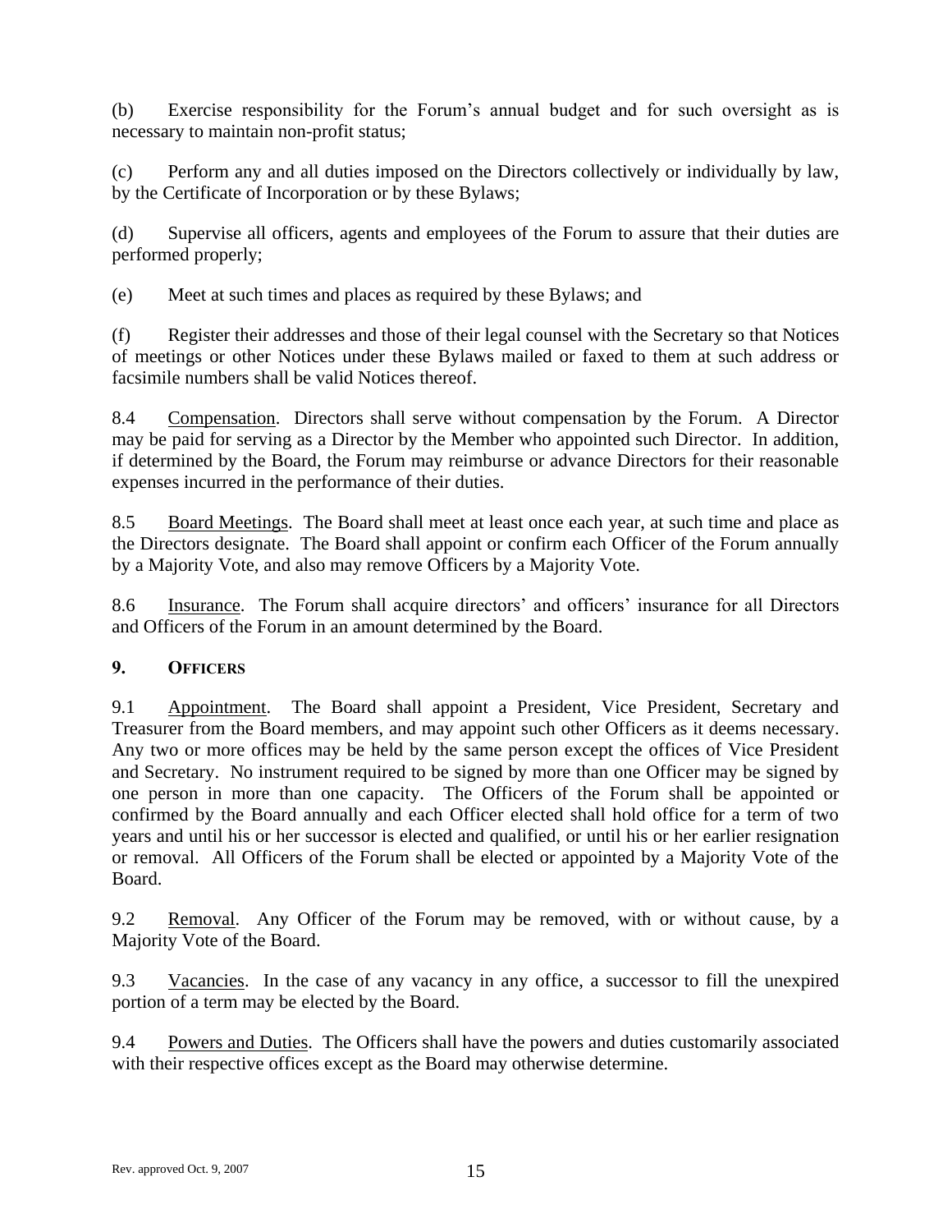(b) Exercise responsibility for the Forum's annual budget and for such oversight as is necessary to maintain non-profit status;

(c) Perform any and all duties imposed on the Directors collectively or individually by law, by the Certificate of Incorporation or by these Bylaws;

(d) Supervise all officers, agents and employees of the Forum to assure that their duties are performed properly;

(e) Meet at such times and places as required by these Bylaws; and

(f) Register their addresses and those of their legal counsel with the Secretary so that Notices of meetings or other Notices under these Bylaws mailed or faxed to them at such address or facsimile numbers shall be valid Notices thereof.

8.4 Compensation. Directors shall serve without compensation by the Forum. A Director may be paid for serving as a Director by the Member who appointed such Director. In addition, if determined by the Board, the Forum may reimburse or advance Directors for their reasonable expenses incurred in the performance of their duties.

8.5 Board Meetings. The Board shall meet at least once each year, at such time and place as the Directors designate. The Board shall appoint or confirm each Officer of the Forum annually by a Majority Vote, and also may remove Officers by a Majority Vote.

8.6 Insurance. The Forum shall acquire directors' and officers' insurance for all Directors and Officers of the Forum in an amount determined by the Board.

## 9. OFFICERS

9.1 Appointment. The Board shall appoint a President, Vice President, Secretary and Treasurer from the Board members, and may appoint such other Officers as it deems necessary. Any two or more offices may be held by the same person except the offices of Vice President and Secretary. No instrument required to be signed by more than one Officer may be signed by one person in more than one capacity. The Officers of the Forum shall be appointed or confirmed by the Board annually and each Officer elected shall hold office for a term of two years and until his or her successor is elected and qualified, or until his or her earlier resignation or removal. All Officers of the Forum shall be elected or appointed by a Majority Vote of the Board.

9.2 Removal. Any Officer of the Forum may be removed, with or without cause, by a Majority Vote of the Board.

9.3 Vacancies. In the case of any vacancy in any office, a successor to fill the unexpired portion of a term may be elected by the Board.

9.4 Powers and Duties. The Officers shall have the powers and duties customarily associated with their respective offices except as the Board may otherwise determine.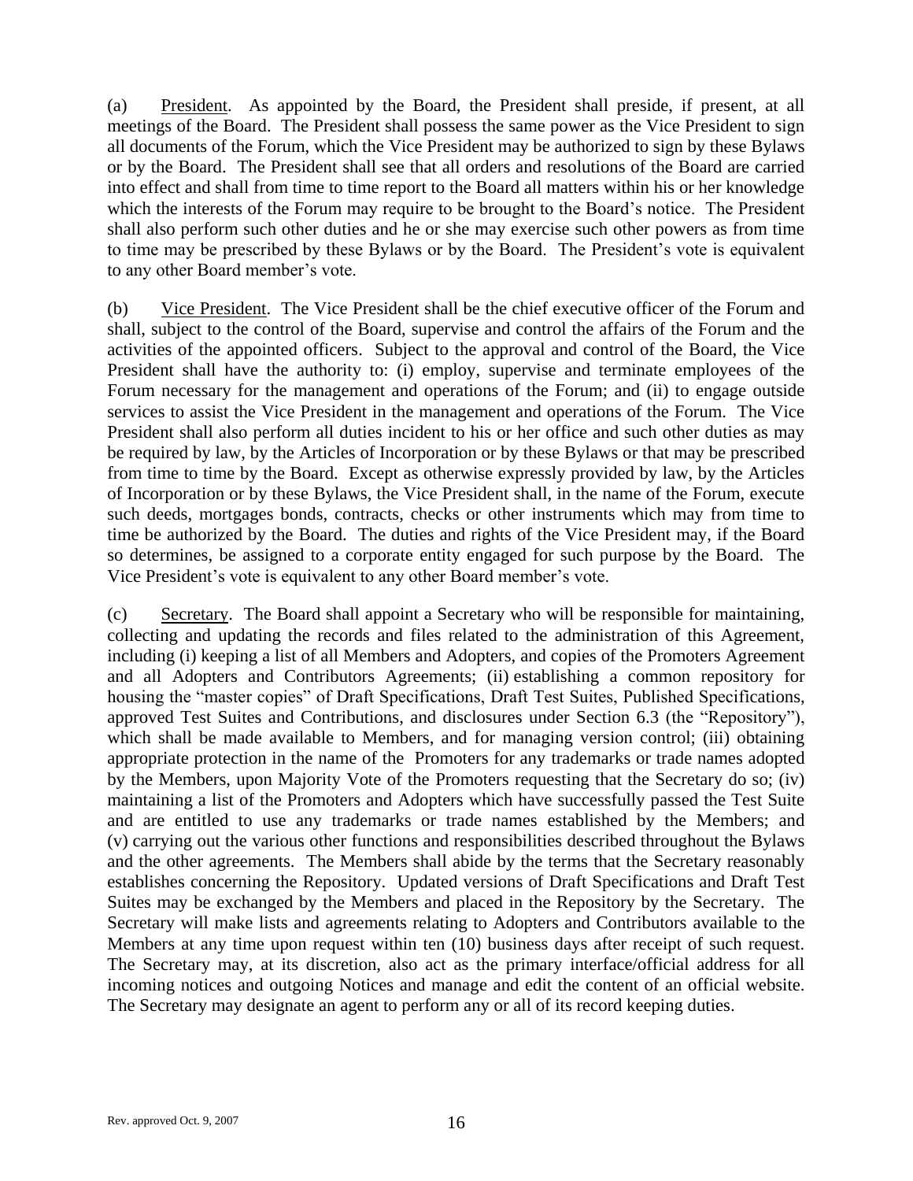(a) President. As appointed by the Board, the President shall preside, if present, at all meetings of the Board. The President shall possess the same power as the Vice President to sign all documents of the Forum, which the Vice President may be authorized to sign by these Bylaws or by the Board. The President shall see that all orders and resolutions of the Board are carried into effect and shall from time to time report to the Board all matters within his or her knowledge which the interests of the Forum may require to be brought to the Board's notice. The President shall also perform such other duties and he or she may exercise such other powers as from time to time may be prescribed by these Bylaws or by the Board. The President's vote is equivalent to any other Board member's vote.

(b) Vice President. The Vice President shall be the chief executive officer of the Forum and shall, subject to the control of the Board, supervise and control the affairs of the Forum and the activities of the appointed officers. Subject to the approval and control of the Board, the Vice President shall have the authority to: (i) employ, supervise and terminate employees of the Forum necessary for the management and operations of the Forum; and (ii) to engage outside services to assist the Vice President in the management and operations of the Forum. The Vice President shall also perform all duties incident to his or her office and such other duties as may be required by law, by the Articles of Incorporation or by these Bylaws or that may be prescribed from time to time by the Board. Except as otherwise expressly provided by law, by the Articles of Incorporation or by these Bylaws, the Vice President shall, in the name of the Forum, execute such deeds, mortgages bonds, contracts, checks or other instruments which may from time to time be authorized by the Board. The duties and rights of the Vice President may, if the Board so determines, be assigned to a corporate entity engaged for such purpose by the Board. The Vice President's vote is equivalent to any other Board member's vote.

(c) Secretary. The Board shall appoint a Secretary who will be responsible for maintaining, collecting and updating the records and files related to the administration of this Agreement, including (i) keeping a list of all Members and Adopters, and copies of the Promoters Agreement and all Adopters and Contributors Agreements; (ii) establishing a common repository for housing the "master copies" of Draft Specifications, Draft Test Suites, Published Specifications, approved Test Suites and Contributions, and disclosures under Section 6.3 (the "Repository"), which shall be made available to Members, and for managing version control; (iii) obtaining appropriate protection in the name of the Promoters for any trademarks or trade names adopted by the Members, upon Majority Vote of the Promoters requesting that the Secretary do so; (iv) maintaining a list of the Promoters and Adopters which have successfully passed the Test Suite and are entitled to use any trademarks or trade names established by the Members; and (v) carrying out the various other functions and responsibilities described throughout the Bylaws and the other agreements. The Members shall abide by the terms that the Secretary reasonably establishes concerning the Repository. Updated versions of Draft Specifications and Draft Test Suites may be exchanged by the Members and placed in the Repository by the Secretary. The Secretary will make lists and agreements relating to Adopters and Contributors available to the Members at any time upon request within ten (10) business days after receipt of such request. The Secretary may, at its discretion, also act as the primary interface/official address for all incoming notices and outgoing Notices and manage and edit the content of an official website. The Secretary may designate an agent to perform any or all of its record keeping duties.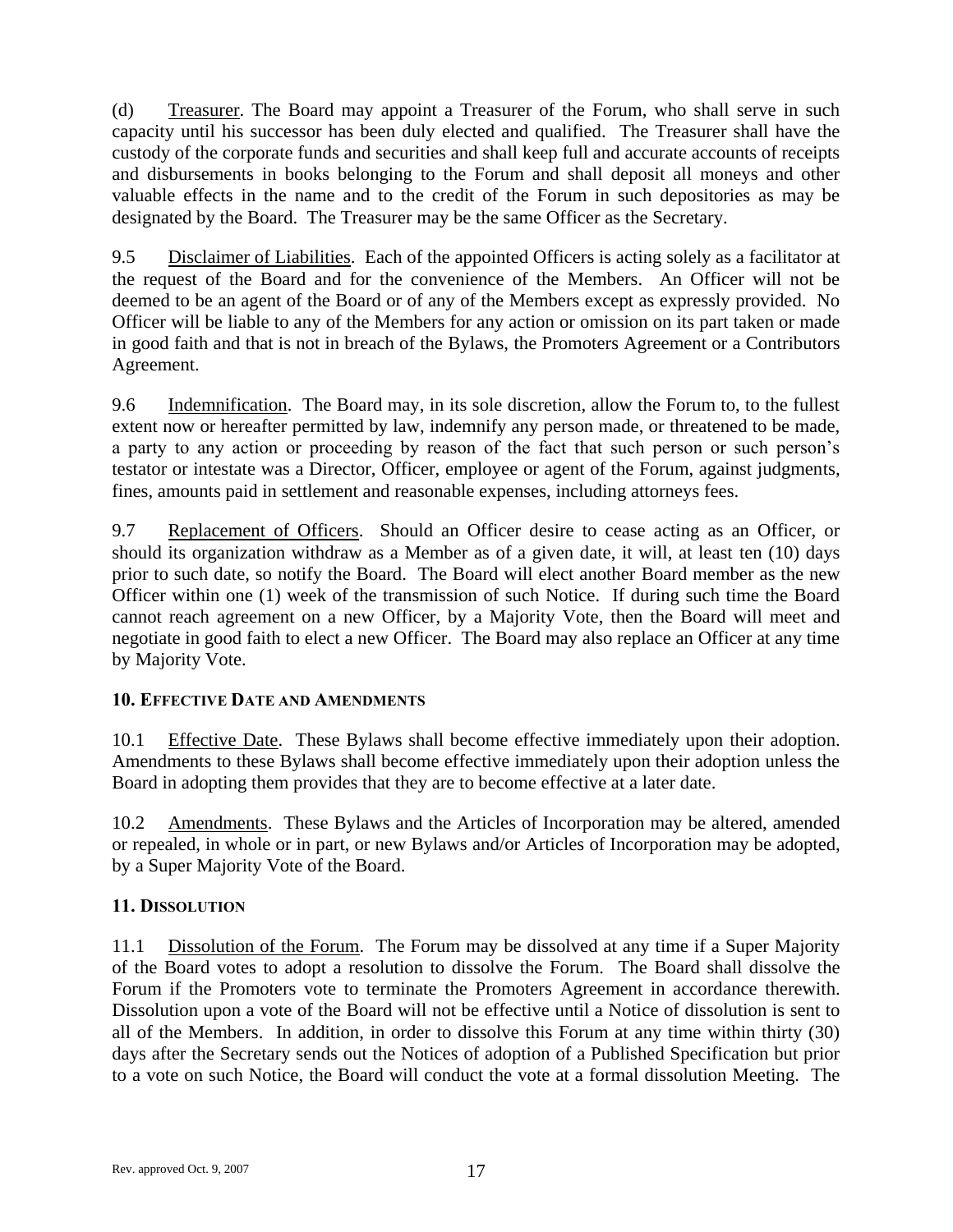(d) Treasurer. The Board may appoint a Treasurer of the Forum, who shall serve in such capacity until his successor has been duly elected and qualified. The Treasurer shall have the custody of the corporate funds and securities and shall keep full and accurate accounts of receipts and disbursements in books belonging to the Forum and shall deposit all moneys and other valuable effects in the name and to the credit of the Forum in such depositories as may be designated by the Board. The Treasurer may be the same Officer as the Secretary.

9.5 Disclaimer of Liabilities. Each of the appointed Officers is acting solely as a facilitator at the request of the Board and for the convenience of the Members. An Officer will not be deemed to be an agent of the Board or of any of the Members except as expressly provided. No Officer will be liable to any of the Members for any action or omission on its part taken or made in good faith and that is not in breach of the Bylaws, the Promoters Agreement or a Contributors Agreement.

9.6 Indemnification. The Board may, in its sole discretion, allow the Forum to, to the fullest extent now or hereafter permitted by law, indemnify any person made, or threatened to be made, a party to any action or proceeding by reason of the fact that such person or such person's testator or intestate was a Director, Officer, employee or agent of the Forum, against judgments, fines, amounts paid in settlement and reasonable expenses, including attorneys fees.

9.7 Replacement of Officers. Should an Officer desire to cease acting as an Officer, or should its organization withdraw as a Member as of a given date, it will, at least ten (10) days prior to such date, so notify the Board. The Board will elect another Board member as the new Officer within one (1) week of the transmission of such Notice. If during such time the Board cannot reach agreement on a new Officer, by a Majority Vote, then the Board will meet and negotiate in good faith to elect a new Officer. The Board may also replace an Officer at any time by Majority Vote.

## 10. EFFECTIVE DATE AND AMENDMENTS

10.1 Effective Date. These Bylaws shall become effective immediately upon their adoption. Amendments to these Bylaws shall become effective immediately upon their adoption unless the Board in adopting them provides that they are to become effective at a later date.

10.2 Amendments. These Bylaws and the Articles of Incorporation may be altered, amended or repealed, in whole or in part, or new Bylaws and/or Articles of Incorporation may be adopted, by a Super Majority Vote of the Board.

## 11. DISSOLUTION

11.1 Dissolution of the Forum. The Forum may be dissolved at any time if a Super Majority of the Board votes to adopt a resolution to dissolve the Forum. The Board shall dissolve the Forum if the Promoters vote to terminate the Promoters Agreement in accordance therewith. Dissolution upon a vote of the Board will not be effective until a Notice of dissolution is sent to all of the Members. In addition, in order to dissolve this Forum at any time within thirty (30) days after the Secretary sends out the Notices of adoption of a Published Specification but prior to a vote on such Notice, the Board will conduct the vote at a formal dissolution Meeting. The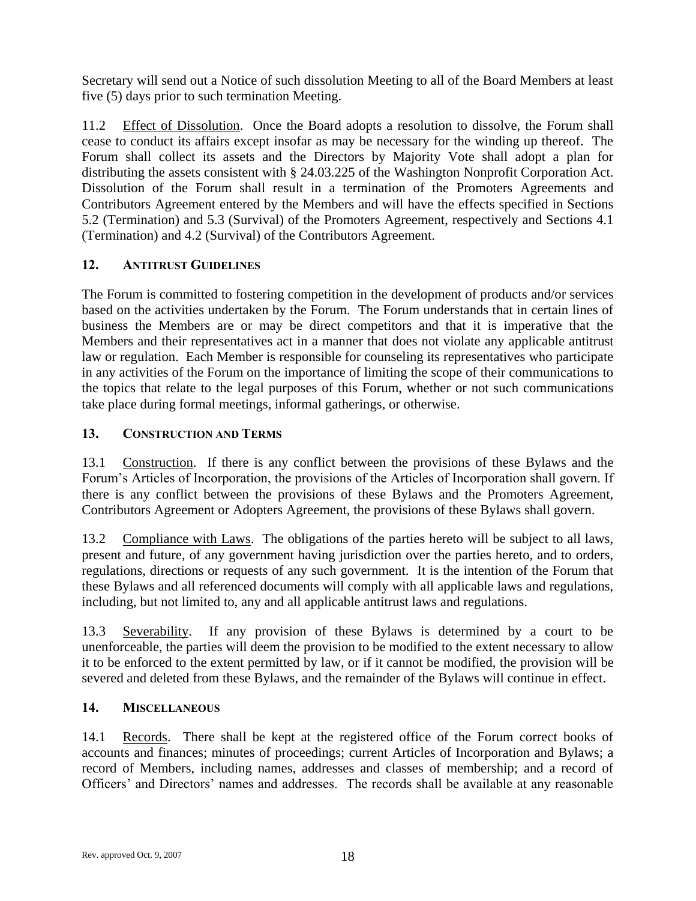Secretary will send out a Notice of such dissolution Meeting to all of the Board Members at least five (5) days prior to such termination Meeting.

11.2 Effect of Dissolution. Once the Board adopts a resolution to dissolve, the Forum shall cease to conduct its affairs except insofar as may be necessary for the winding up thereof. The Forum shall collect its assets and the Directors by Majority Vote shall adopt a plan for distributing the assets consistent with § 24.03.225 of the Washington Nonprofit Corporation Act. Dissolution of the Forum shall result in a termination of the Promoters Agreements and Contributors Agreement entered by the Members and will have the effects specified in Sections 5.2 (Termination) and 5.3 (Survival) of the Promoters Agreement, respectively and Sections 4.1 (Termination) and 4.2 (Survival) of the Contributors Agreement.

## 12. ANTITRUST GUIDELINES

The Forum is committed to fostering competition in the development of products and/or services based on the activities undertaken by the Forum. The Forum understands that in certain lines of business the Members are or may be direct competitors and that it is imperative that the Members and their representatives act in a manner that does not violate any applicable antitrust law or regulation. Each Member is responsible for counseling its representatives who participate in any activities of the Forum on the importance of limiting the scope of their communications to the topics that relate to the legal purposes of this Forum, whether or not such communications take place during formal meetings, informal gatherings, or otherwise.

## 13. CONSTRUCTION AND TERMS

13.1 Construction. If there is any conflict between the provisions of these Bylaws and the Forum's Articles of Incorporation, the provisions of the Articles of Incorporation shall govern. If there is any conflict between the provisions of these Bylaws and the Promoters Agreement, Contributors Agreement or Adopters Agreement, the provisions of these Bylaws shall govern.

13.2 Compliance with Laws. The obligations of the parties hereto will be subject to all laws, present and future, of any government having jurisdiction over the parties hereto, and to orders, regulations, directions or requests of any such government. It is the intention of the Forum that these Bylaws and all referenced documents will comply with all applicable laws and regulations, including, but not limited to, any and all applicable antitrust laws and regulations.

13.3 Severability. If any provision of these Bylaws is determined by a court to be unenforceable, the parties will deem the provision to be modified to the extent necessary to allow it to be enforced to the extent permitted by law, or if it cannot be modified, the provision will be severed and deleted from these Bylaws, and the remainder of the Bylaws will continue in effect.

## 14. MISCELLANEOUS

14.1 Records. There shall be kept at the registered office of the Forum correct books of accounts and finances; minutes of proceedings; current Articles of Incorporation and Bylaws; a record of Members, including names, addresses and classes of membership; and a record of Officers' and Directors' names and addresses. The records shall be available at any reasonable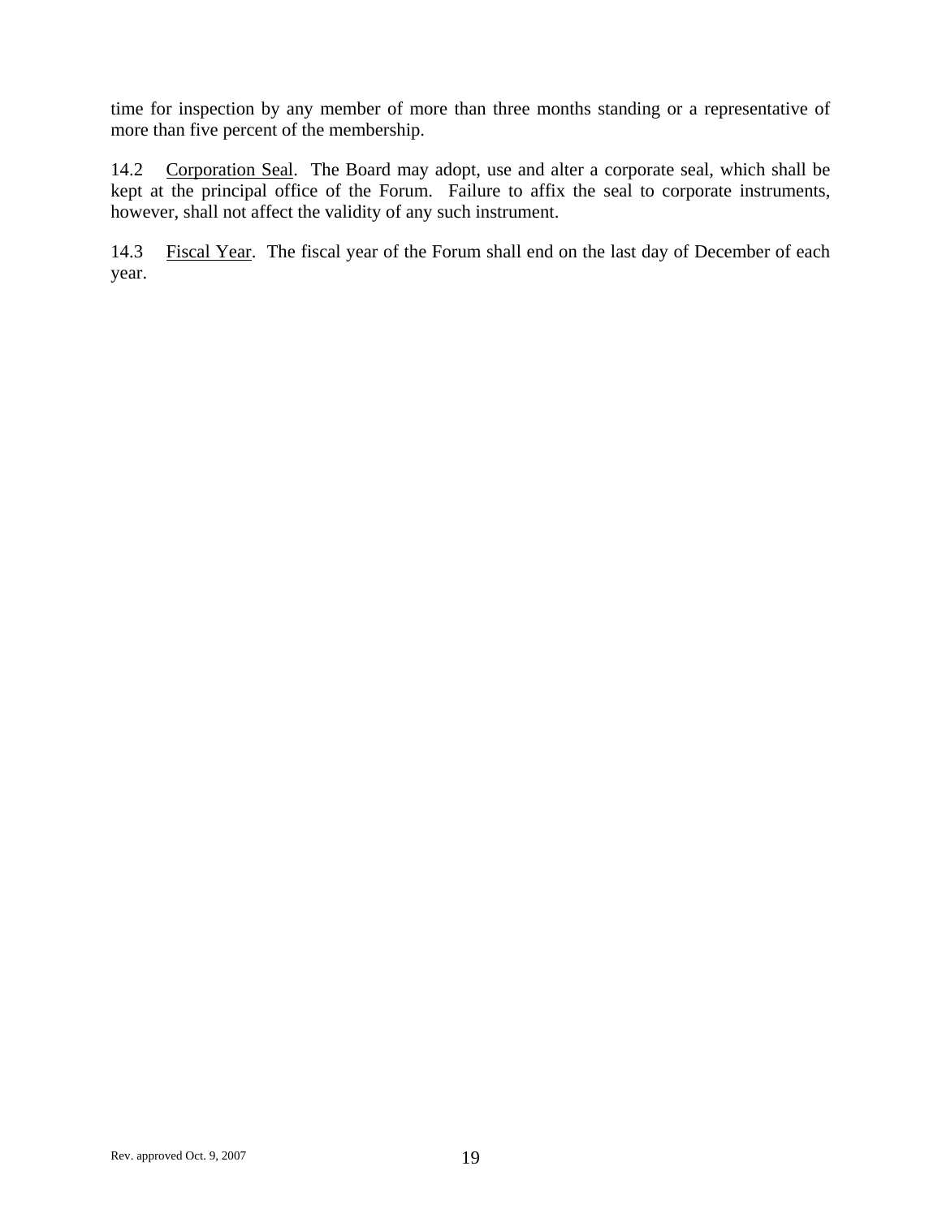time for inspection by any member of more than three months standing or a representative of more than five percent of the membership.

14.2 Corporation Seal. The Board may adopt, use and alter a corporate seal, which shall be kept at the principal office of the Forum. Failure to affix the seal to corporate instruments, however, shall not affect the validity of any such instrument.

14.3 Fiscal Year. The fiscal year of the Forum shall end on the last day of December of each year.